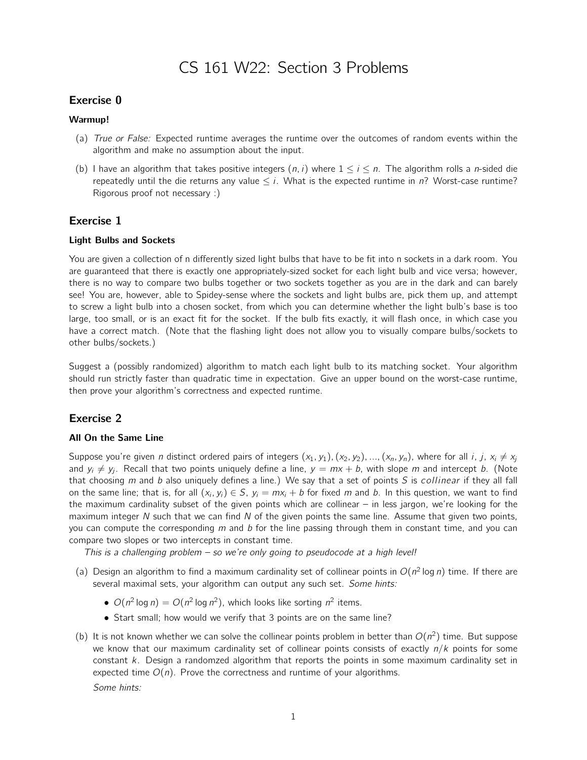# CS 161 W22: Section 3 Problems

## Exercise 0

**Warmup!**

(a) *True or False:* Expected runtime averages the runtime over the outcomes of random events within the algorithm and make no assumption about the input.

(b) I have an algorithm that takes positive integers $(n, i)$ where $1 \leq i \leq n$. The algorithm rolls a $n$-sided die repeatedly until the die returns any value $\leq i$. What is the expected runtime in $n$? Worst-case runtime? Rigorous proof not necessary :)

## Exercise 1

**Light Bulbs and Sockets**

You are given a collection of n differently sized light bulbs that have to be fit into n sockets in a dark room. You are guaranteed that there is exactly one appropriately-sized socket for each light bulb and vice versa; however, there is no way to compare two bulbs together or two sockets together as you are in the dark and can barely see! You are, however, able to Spidey-sense where the sockets and light bulbs are, pick them up, and attempt to screw a light bulb into a chosen socket, from which you can determine whether the light bulb's base is too large, too small, or is an exact fit for the socket. If the bulb fits exactly, it will flash once, in which case you have a correct match. (Note that the flashing light does not allow you to visually compare bulbs/sockets to other bulbs/sockets.)

Suggest a (possibly randomized) algorithm to match each light bulb to its matching socket. Your algorithm should run strictly faster than quadratic time in expectation. Give an upper bound on the worst-case runtime, then prove your algorithm's correctness and expected runtime.

## Exercise 2

**All On the Same Line**

Suppose you're given $n$ distinct ordered pairs of integers $(x_1, y_1), (x_2, y_2), ..., (x_n, y_n)$, where for all $i$, $j$, $x_i \neq x_j$ and $y_i \neq y_j$. Recall that two points uniquely define a line, $y = mx + b$, with slope $m$ and intercept $b$. (Note that choosing $m$ and $b$ also uniquely defines a line.) We say that a set of points $S$ is *collinear* if they all fall on the same line; that is, for all $(x_i, y_i) \in S$, $y_i = mx_i + b$ for fixed $m$ and $b$. In this question, we want to find the maximum cardinality subset of the given points which are collinear – in less jargon, we're looking for the maximum integer $N$ such that we can find $N$ of the given points the same line. Assume that given two points, you can compute the corresponding $m$ and $b$ for the line passing through them in constant time, and you can compare two slopes or two intercepts in constant time.

*This is a challenging problem – so we're only going to pseudocode at a high level!*

(a) Design an algorithm to find a maximum cardinality set of collinear points in $O(n^2 \log n)$ time. If there are several maximal sets, your algorithm can output any such set. *Some hints:*

- $O(n^2 \log n) = O(n^2 \log n^2)$, which looks like sorting $n^2$ items.
- Start small; how would we verify that 3 points are on the same line?

(b) It is not known whether we can solve the collinear points problem in better than $O(n^2)$ time. But suppose we know that our maximum cardinality set of collinear points consists of exactly $n/k$ points for some constant $k$. Design a randomzed algorithm that reports the points in some maximum cardinality set in expected time $O(n)$. Prove the correctness and runtime of your algorithms.

*Some hints:*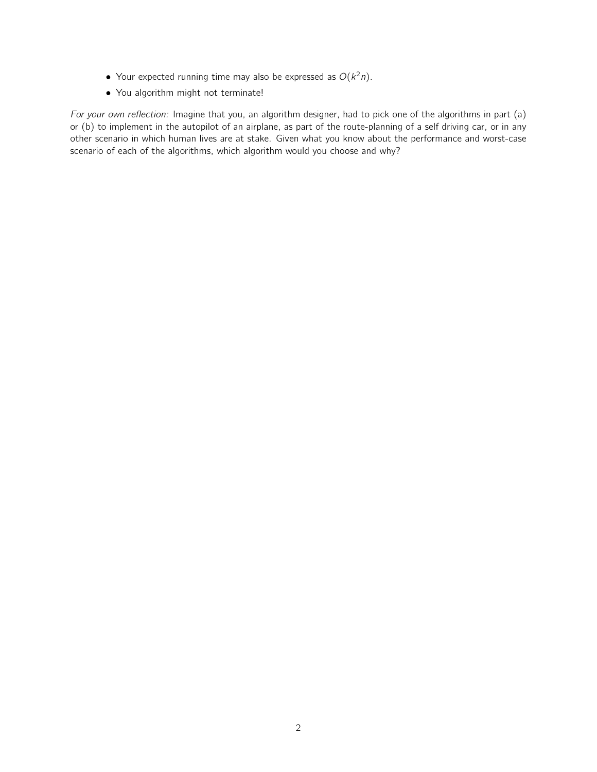- Your expected running time may also be expressed as $O(k^2 n)$.
- You algorithm might not terminate!

*For your own reflection:* Imagine that you, an algorithm designer, had to pick one of the algorithms in part (a) or (b) to implement in the autopilot of an airplane, as part of the route-planning of a self driving car, or in any other scenario in which human lives are at stake. Given what you know about the performance and worst-case scenario of each of the algorithms, which algorithm would you choose and why?